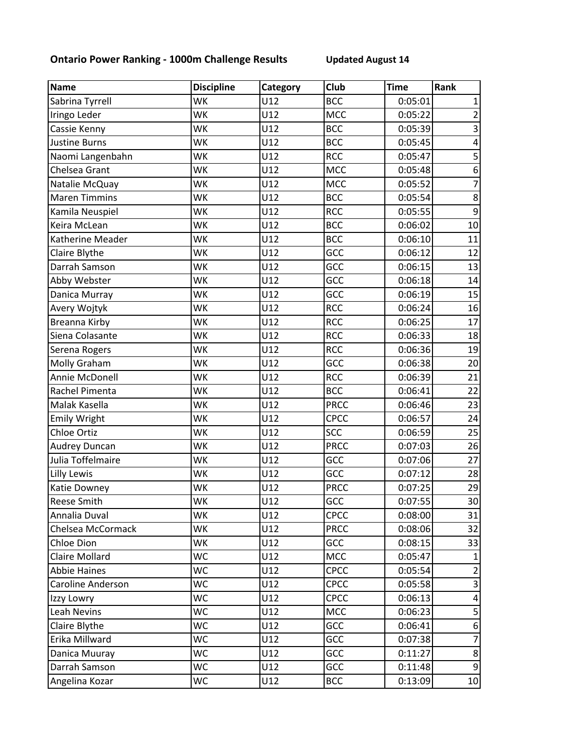**Ontario Power Ranking - 1000m Challenge Results** **Updated August 14**

| Name | Discipline | Category | Club | Time | Rank |
|---|---|---|---|---|---|
| Sabrina Tyrrell | WK | U12 | BCC | 0:05:01 | 1 |
| Iringo Leder | WK | U12 | MCC | 0:05:22 | 2 |
| Cassie Kenny | WK | U12 | BCC | 0:05:39 | 3 |
| Justine Burns | WK | U12 | BCC | 0:05:45 | 4 |
| Naomi Langenbahn | WK | U12 | RCC | 0:05:47 | 5 |
| Chelsea Grant | WK | U12 | MCC | 0:05:48 | 6 |
| Natalie McQuay | WK | U12 | MCC | 0:05:52 | 7 |
| Maren Timmins | WK | U12 | BCC | 0:05:54 | 8 |
| Kamila Neuspiel | WK | U12 | RCC | 0:05:55 | 9 |
| Keira McLean | WK | U12 | BCC | 0:06:02 | 10 |
| Katherine Meader | WK | U12 | BCC | 0:06:10 | 11 |
| Claire Blythe | WK | U12 | GCC | 0:06:12 | 12 |
| Darrah Samson | WK | U12 | GCC | 0:06:15 | 13 |
| Abby Webster | WK | U12 | GCC | 0:06:18 | 14 |
| Danica Murray | WK | U12 | GCC | 0:06:19 | 15 |
| Avery Wojtyk | WK | U12 | RCC | 0:06:24 | 16 |
| Breanna Kirby | WK | U12 | RCC | 0:06:25 | 17 |
| Siena Colasante | WK | U12 | RCC | 0:06:33 | 18 |
| Serena Rogers | WK | U12 | RCC | 0:06:36 | 19 |
| Molly Graham | WK | U12 | GCC | 0:06:38 | 20 |
| Annie McDonell | WK | U12 | RCC | 0:06:39 | 21 |
| Rachel Pimenta | WK | U12 | BCC | 0:06:41 | 22 |
| Malak Kasella | WK | U12 | PRCC | 0:06:46 | 23 |
| Emily Wright | WK | U12 | CPCC | 0:06:57 | 24 |
| Chloe Ortiz | WK | U12 | SCC | 0:06:59 | 25 |
| Audrey Duncan | WK | U12 | PRCC | 0:07:03 | 26 |
| Julia Toffelmaire | WK | U12 | GCC | 0:07:06 | 27 |
| Lilly Lewis | WK | U12 | GCC | 0:07:12 | 28 |
| Katie Downey | WK | U12 | PRCC | 0:07:25 | 29 |
| Reese Smith | WK | U12 | GCC | 0:07:55 | 30 |
| Annalia Duval | WK | U12 | CPCC | 0:08:00 | 31 |
| Chelsea McCormack | WK | U12 | PRCC | 0:08:06 | 32 |
| Chloe Dion | WK | U12 | GCC | 0:08:15 | 33 |
| Claire Mollard | WC | U12 | MCC | 0:05:47 | 1 |
| Abbie Haines | WC | U12 | CPCC | 0:05:54 | 2 |
| Caroline Anderson | WC | U12 | CPCC | 0:05:58 | 3 |
| Izzy Lowry | WC | U12 | CPCC | 0:06:13 | 4 |
| Leah Nevins | WC | U12 | MCC | 0:06:23 | 5 |
| Claire Blythe | WC | U12 | GCC | 0:06:41 | 6 |
| Erika Millward | WC | U12 | GCC | 0:07:38 | 7 |
| Danica Muuray | WC | U12 | GCC | 0:11:27 | 8 |
| Darrah Samson | WC | U12 | GCC | 0:11:48 | 9 |
| Angelina Kozar | WC | U12 | BCC | 0:13:09 | 10 |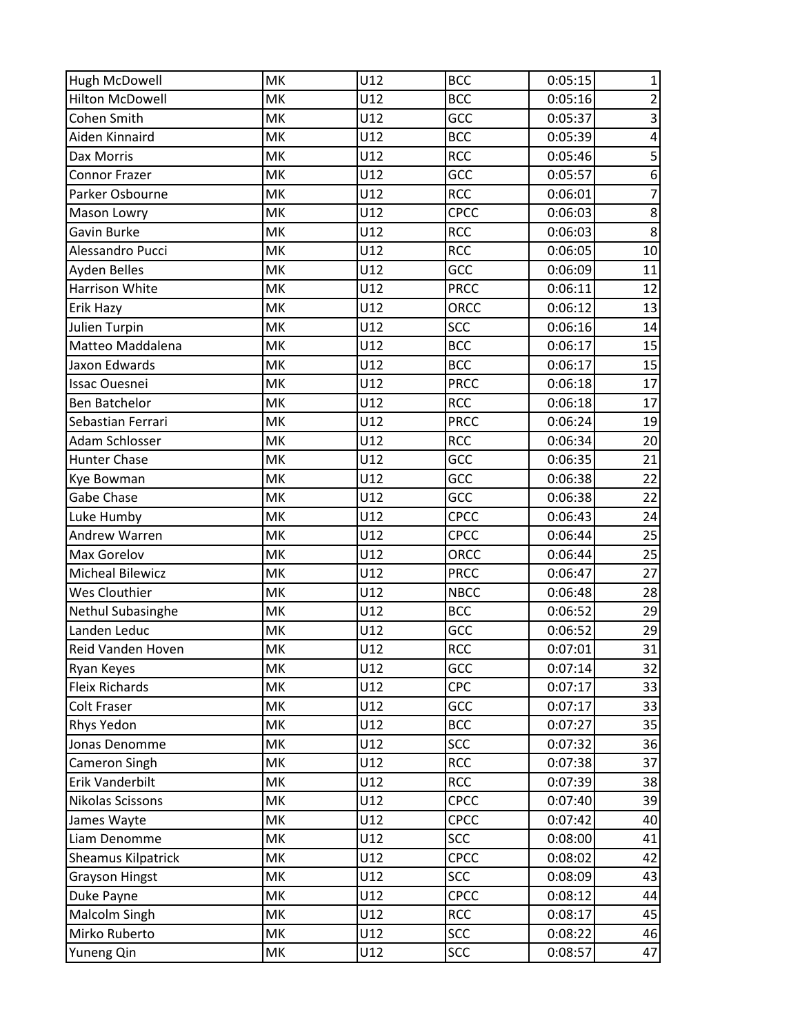| | | | | | |
|---|---|---|---|---|---|
| Hugh McDowell | MK | U12 | BCC | 0:05:15 | 1 |
| Hilton McDowell | MK | U12 | BCC | 0:05:16 | 2 |
| Cohen Smith | MK | U12 | GCC | 0:05:37 | 3 |
| Aiden Kinnaird | MK | U12 | BCC | 0:05:39 | 4 |
| Dax Morris | MK | U12 | RCC | 0:05:46 | 5 |
| Connor Frazer | MK | U12 | GCC | 0:05:57 | 6 |
| Parker Osbourne | MK | U12 | RCC | 0:06:01 | 7 |
| Mason Lowry | MK | U12 | CPCC | 0:06:03 | 8 |
| Gavin Burke | MK | U12 | RCC | 0:06:03 | 8 |
| Alessandro Pucci | MK | U12 | RCC | 0:06:05 | 10 |
| Ayden Belles | MK | U12 | GCC | 0:06:09 | 11 |
| Harrison White | MK | U12 | PRCC | 0:06:11 | 12 |
| Erik Hazy | MK | U12 | ORCC | 0:06:12 | 13 |
| Julien Turpin | MK | U12 | SCC | 0:06:16 | 14 |
| Matteo Maddalena | MK | U12 | BCC | 0:06:17 | 15 |
| Jaxon Edwards | MK | U12 | BCC | 0:06:17 | 15 |
| Issac Ouesnei | MK | U12 | PRCC | 0:06:18 | 17 |
| Ben Batchelor | MK | U12 | RCC | 0:06:18 | 17 |
| Sebastian Ferrari | MK | U12 | PRCC | 0:06:24 | 19 |
| Adam Schlosser | MK | U12 | RCC | 0:06:34 | 20 |
| Hunter Chase | MK | U12 | GCC | 0:06:35 | 21 |
| Kye Bowman | MK | U12 | GCC | 0:06:38 | 22 |
| Gabe Chase | MK | U12 | GCC | 0:06:38 | 22 |
| Luke Humby | MK | U12 | CPCC | 0:06:43 | 24 |
| Andrew Warren | MK | U12 | CPCC | 0:06:44 | 25 |
| Max Gorelov | MK | U12 | ORCC | 0:06:44 | 25 |
| Micheal Bilewicz | MK | U12 | PRCC | 0:06:47 | 27 |
| Wes Clouthier | MK | U12 | NBCC | 0:06:48 | 28 |
| Nethul Subasinghe | MK | U12 | BCC | 0:06:52 | 29 |
| Landen Leduc | MK | U12 | GCC | 0:06:52 | 29 |
| Reid Vanden Hoven | MK | U12 | RCC | 0:07:01 | 31 |
| Ryan Keyes | MK | U12 | GCC | 0:07:14 | 32 |
| Fleix Richards | MK | U12 | CPC | 0:07:17 | 33 |
| Colt Fraser | MK | U12 | GCC | 0:07:17 | 33 |
| Rhys Yedon | MK | U12 | BCC | 0:07:27 | 35 |
| Jonas Denomme | MK | U12 | SCC | 0:07:32 | 36 |
| Cameron Singh | MK | U12 | RCC | 0:07:38 | 37 |
| Erik Vanderbilt | MK | U12 | RCC | 0:07:39 | 38 |
| Nikolas Scissons | MK | U12 | CPCC | 0:07:40 | 39 |
| James Wayte | MK | U12 | CPCC | 0:07:42 | 40 |
| Liam Denomme | MK | U12 | SCC | 0:08:00 | 41 |
| Sheamus Kilpatrick | MK | U12 | CPCC | 0:08:02 | 42 |
| Grayson Hingst | MK | U12 | SCC | 0:08:09 | 43 |
| Duke Payne | MK | U12 | CPCC | 0:08:12 | 44 |
| Malcolm Singh | MK | U12 | RCC | 0:08:17 | 45 |
| Mirko Ruberto | MK | U12 | SCC | 0:08:22 | 46 |
| Yuneng Qin | MK | U12 | SCC | 0:08:57 | 47 |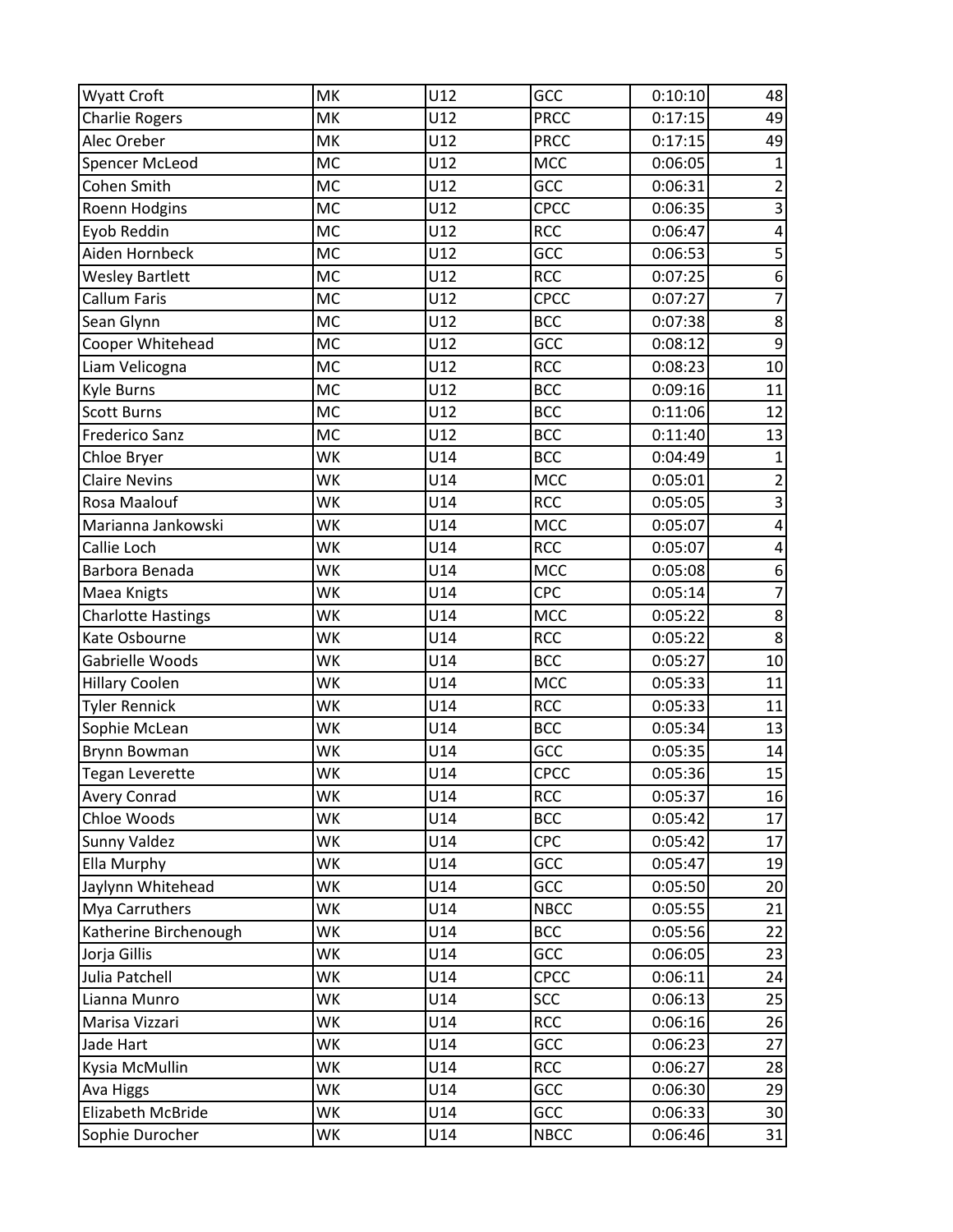| Wyatt Croft | MK | U12 | GCC | 0:10:10 | 48 |
|---|---|---|---|---|---|
| Charlie Rogers | MK | U12 | PRCC | 0:17:15 | 49 |
| Alec Oreber | MK | U12 | PRCC | 0:17:15 | 49 |
| Spencer McLeod | MC | U12 | MCC | 0:06:05 | 1 |
| Cohen Smith | MC | U12 | GCC | 0:06:31 | 2 |
| Roenn Hodgins | MC | U12 | CPCC | 0:06:35 | 3 |
| Eyob Reddin | MC | U12 | RCC | 0:06:47 | 4 |
| Aiden Hornbeck | MC | U12 | GCC | 0:06:53 | 5 |
| Wesley Bartlett | MC | U12 | RCC | 0:07:25 | 6 |
| Callum Faris | MC | U12 | CPCC | 0:07:27 | 7 |
| Sean Glynn | MC | U12 | BCC | 0:07:38 | 8 |
| Cooper Whitehead | MC | U12 | GCC | 0:08:12 | 9 |
| Liam Velicogna | MC | U12 | RCC | 0:08:23 | 10 |
| Kyle Burns | MC | U12 | BCC | 0:09:16 | 11 |
| Scott Burns | MC | U12 | BCC | 0:11:06 | 12 |
| Frederico Sanz | MC | U12 | BCC | 0:11:40 | 13 |
| Chloe Bryer | WK | U14 | BCC | 0:04:49 | 1 |
| Claire Nevins | WK | U14 | MCC | 0:05:01 | 2 |
| Rosa Maalouf | WK | U14 | RCC | 0:05:05 | 3 |
| Marianna Jankowski | WK | U14 | MCC | 0:05:07 | 4 |
| Callie Loch | WK | U14 | RCC | 0:05:07 | 4 |
| Barbora Benada | WK | U14 | MCC | 0:05:08 | 6 |
| Maea Knigts | WK | U14 | CPC | 0:05:14 | 7 |
| Charlotte Hastings | WK | U14 | MCC | 0:05:22 | 8 |
| Kate Osbourne | WK | U14 | RCC | 0:05:22 | 8 |
| Gabrielle Woods | WK | U14 | BCC | 0:05:27 | 10 |
| Hillary Coolen | WK | U14 | MCC | 0:05:33 | 11 |
| Tyler Rennick | WK | U14 | RCC | 0:05:33 | 11 |
| Sophie McLean | WK | U14 | BCC | 0:05:34 | 13 |
| Brynn Bowman | WK | U14 | GCC | 0:05:35 | 14 |
| Tegan Leverette | WK | U14 | CPCC | 0:05:36 | 15 |
| Avery Conrad | WK | U14 | RCC | 0:05:37 | 16 |
| Chloe Woods | WK | U14 | BCC | 0:05:42 | 17 |
| Sunny Valdez | WK | U14 | CPC | 0:05:42 | 17 |
| Ella Murphy | WK | U14 | GCC | 0:05:47 | 19 |
| Jaylynn Whitehead | WK | U14 | GCC | 0:05:50 | 20 |
| Mya Carruthers | WK | U14 | NBCC | 0:05:55 | 21 |
| Katherine Birchenough | WK | U14 | BCC | 0:05:56 | 22 |
| Jorja Gillis | WK | U14 | GCC | 0:06:05 | 23 |
| Julia Patchell | WK | U14 | CPCC | 0:06:11 | 24 |
| Lianna Munro | WK | U14 | SCC | 0:06:13 | 25 |
| Marisa Vizzari | WK | U14 | RCC | 0:06:16 | 26 |
| Jade Hart | WK | U14 | GCC | 0:06:23 | 27 |
| Kysia McMullin | WK | U14 | RCC | 0:06:27 | 28 |
| Ava Higgs | WK | U14 | GCC | 0:06:30 | 29 |
| Elizabeth McBride | WK | U14 | GCC | 0:06:33 | 30 |
| Sophie Durocher | WK | U14 | NBCC | 0:06:46 | 31 |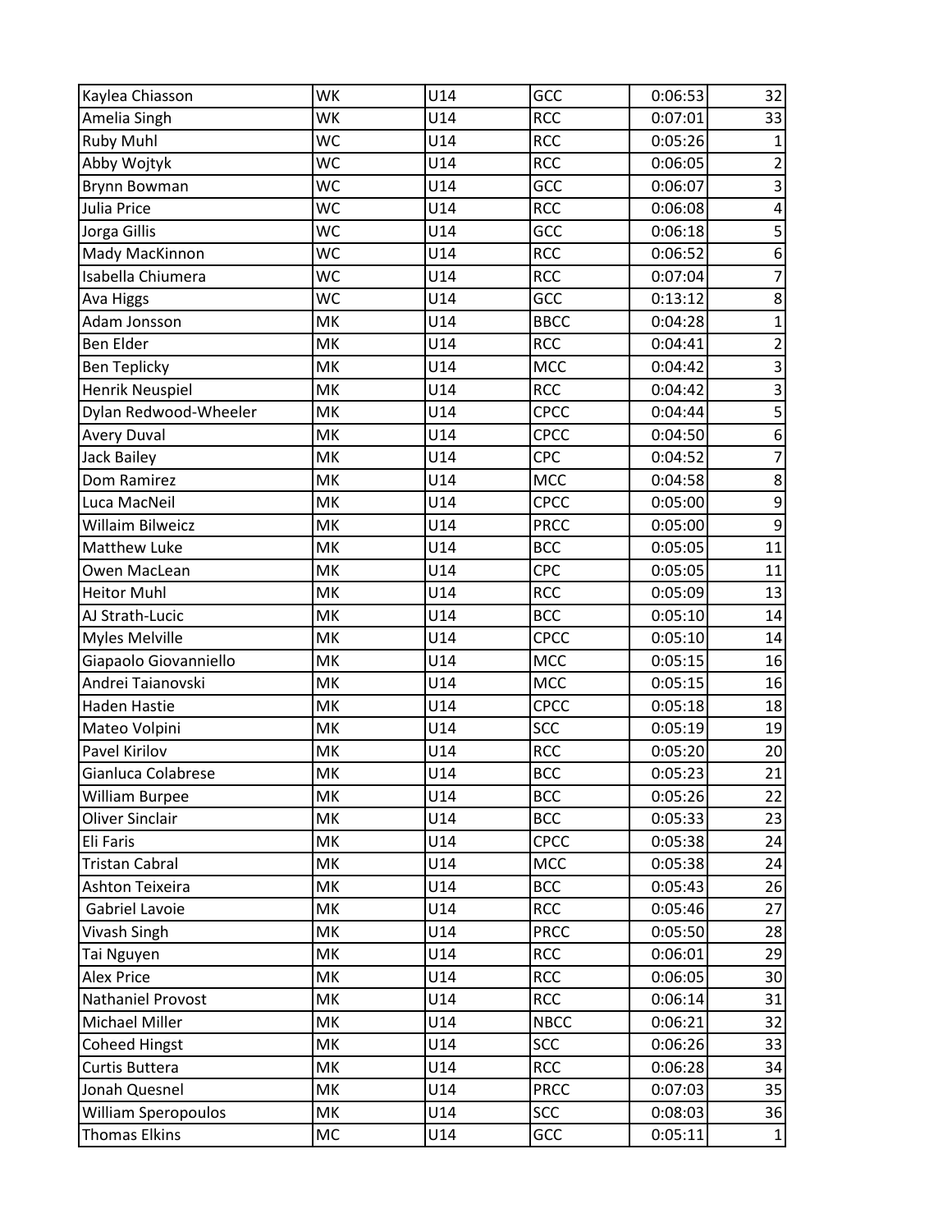| | | | | | |
|---|---|---|---|---|---|
| Kaylea Chiasson | WK | U14 | GCC | 0:06:53 | 32 |
| Amelia Singh | WK | U14 | RCC | 0:07:01 | 33 |
| Ruby Muhl | WC | U14 | RCC | 0:05:26 | 1 |
| Abby Wojtyk | WC | U14 | RCC | 0:06:05 | 2 |
| Brynn Bowman | WC | U14 | GCC | 0:06:07 | 3 |
| Julia Price | WC | U14 | RCC | 0:06:08 | 4 |
| Jorga Gillis | WC | U14 | GCC | 0:06:18 | 5 |
| Mady MacKinnon | WC | U14 | RCC | 0:06:52 | 6 |
| Isabella Chiumera | WC | U14 | RCC | 0:07:04 | 7 |
| Ava Higgs | WC | U14 | GCC | 0:13:12 | 8 |
| Adam Jonsson | MK | U14 | BBCC | 0:04:28 | 1 |
| Ben Elder | MK | U14 | RCC | 0:04:41 | 2 |
| Ben Teplicky | MK | U14 | MCC | 0:04:42 | 3 |
| Henrik Neuspiel | MK | U14 | RCC | 0:04:42 | 3 |
| Dylan Redwood-Wheeler | MK | U14 | CPCC | 0:04:44 | 5 |
| Avery Duval | MK | U14 | CPCC | 0:04:50 | 6 |
| Jack Bailey | MK | U14 | CPC | 0:04:52 | 7 |
| Dom Ramirez | MK | U14 | MCC | 0:04:58 | 8 |
| Luca MacNeil | MK | U14 | CPCC | 0:05:00 | 9 |
| Willaim Bilweicz | MK | U14 | PRCC | 0:05:00 | 9 |
| Matthew Luke | MK | U14 | BCC | 0:05:05 | 11 |
| Owen MacLean | MK | U14 | CPC | 0:05:05 | 11 |
| Heitor Muhl | MK | U14 | RCC | 0:05:09 | 13 |
| AJ Strath-Lucic | MK | U14 | BCC | 0:05:10 | 14 |
| Myles Melville | MK | U14 | CPCC | 0:05:10 | 14 |
| Giapaolo Giovanniello | MK | U14 | MCC | 0:05:15 | 16 |
| Andrei Taianovski | MK | U14 | MCC | 0:05:15 | 16 |
| Haden Hastie | MK | U14 | CPCC | 0:05:18 | 18 |
| Mateo Volpini | MK | U14 | SCC | 0:05:19 | 19 |
| Pavel Kirilov | MK | U14 | RCC | 0:05:20 | 20 |
| Gianluca Colabrese | MK | U14 | BCC | 0:05:23 | 21 |
| William Burpee | MK | U14 | BCC | 0:05:26 | 22 |
| Oliver Sinclair | MK | U14 | BCC | 0:05:33 | 23 |
| Eli Faris | MK | U14 | CPCC | 0:05:38 | 24 |
| Tristan Cabral | MK | U14 | MCC | 0:05:38 | 24 |
| Ashton Teixeira | MK | U14 | BCC | 0:05:43 | 26 |
| Gabriel Lavoie | MK | U14 | RCC | 0:05:46 | 27 |
| Vivash Singh | MK | U14 | PRCC | 0:05:50 | 28 |
| Tai Nguyen | MK | U14 | RCC | 0:06:01 | 29 |
| Alex Price | MK | U14 | RCC | 0:06:05 | 30 |
| Nathaniel Provost | MK | U14 | RCC | 0:06:14 | 31 |
| Michael Miller | MK | U14 | NBCC | 0:06:21 | 32 |
| Coheed Hingst | MK | U14 | SCC | 0:06:26 | 33 |
| Curtis Buttera | MK | U14 | RCC | 0:06:28 | 34 |
| Jonah Quesnel | MK | U14 | PRCC | 0:07:03 | 35 |
| William Speropoulos | MK | U14 | SCC | 0:08:03 | 36 |
| Thomas Elkins | MC | U14 | GCC | 0:05:11 | 1 |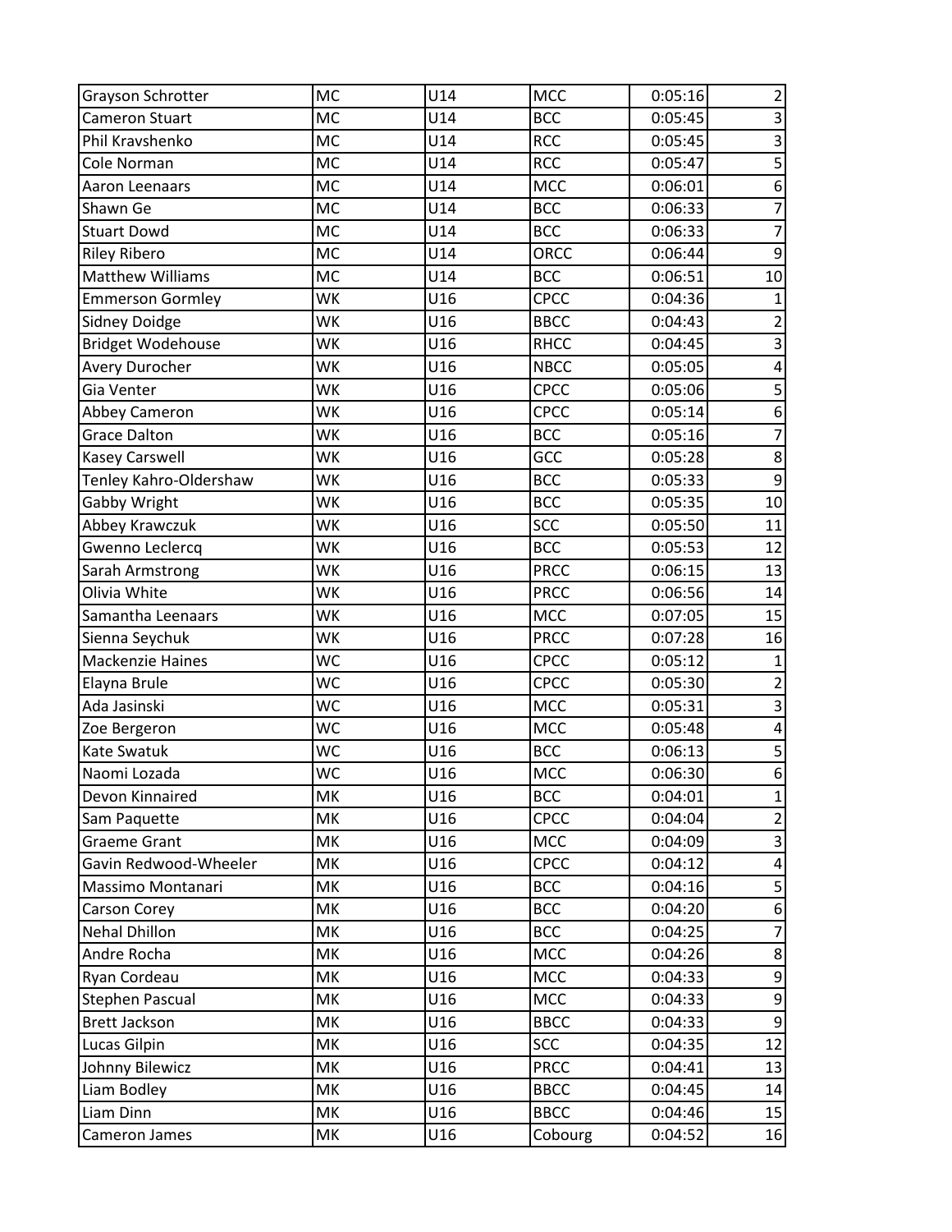| | | | | | |
|---|---|---|---|---|---|
| Grayson Schrotter | MC | U14 | MCC | 0:05:16 | 2 |
| Cameron Stuart | MC | U14 | BCC | 0:05:45 | 3 |
| Phil Kravshenko | MC | U14 | RCC | 0:05:45 | 3 |
| Cole Norman | MC | U14 | RCC | 0:05:47 | 5 |
| Aaron Leenaars | MC | U14 | MCC | 0:06:01 | 6 |
| Shawn Ge | MC | U14 | BCC | 0:06:33 | 7 |
| Stuart Dowd | MC | U14 | BCC | 0:06:33 | 7 |
| Riley Ribero | MC | U14 | ORCC | 0:06:44 | 9 |
| Matthew Williams | MC | U14 | BCC | 0:06:51 | 10 |
| Emmerson Gormley | WK | U16 | CPCC | 0:04:36 | 1 |
| Sidney Doidge | WK | U16 | BBCC | 0:04:43 | 2 |
| Bridget Wodehouse | WK | U16 | RHCC | 0:04:45 | 3 |
| Avery Durocher | WK | U16 | NBCC | 0:05:05 | 4 |
| Gia Venter | WK | U16 | CPCC | 0:05:06 | 5 |
| Abbey Cameron | WK | U16 | CPCC | 0:05:14 | 6 |
| Grace Dalton | WK | U16 | BCC | 0:05:16 | 7 |
| Kasey Carswell | WK | U16 | GCC | 0:05:28 | 8 |
| Tenley Kahro-Oldershaw | WK | U16 | BCC | 0:05:33 | 9 |
| Gabby Wright | WK | U16 | BCC | 0:05:35 | 10 |
| Abbey Krawczuk | WK | U16 | SCC | 0:05:50 | 11 |
| Gwenno Leclercq | WK | U16 | BCC | 0:05:53 | 12 |
| Sarah Armstrong | WK | U16 | PRCC | 0:06:15 | 13 |
| Olivia White | WK | U16 | PRCC | 0:06:56 | 14 |
| Samantha Leenaars | WK | U16 | MCC | 0:07:05 | 15 |
| Sienna Seychuk | WK | U16 | PRCC | 0:07:28 | 16 |
| Mackenzie Haines | WC | U16 | CPCC | 0:05:12 | 1 |
| Elayna Brule | WC | U16 | CPCC | 0:05:30 | 2 |
| Ada Jasinski | WC | U16 | MCC | 0:05:31 | 3 |
| Zoe Bergeron | WC | U16 | MCC | 0:05:48 | 4 |
| Kate Swatuk | WC | U16 | BCC | 0:06:13 | 5 |
| Naomi Lozada | WC | U16 | MCC | 0:06:30 | 6 |
| Devon Kinnaired | MK | U16 | BCC | 0:04:01 | 1 |
| Sam Paquette | MK | U16 | CPCC | 0:04:04 | 2 |
| Graeme Grant | MK | U16 | MCC | 0:04:09 | 3 |
| Gavin Redwood-Wheeler | MK | U16 | CPCC | 0:04:12 | 4 |
| Massimo Montanari | MK | U16 | BCC | 0:04:16 | 5 |
| Carson Corey | MK | U16 | BCC | 0:04:20 | 6 |
| Nehal Dhillon | MK | U16 | BCC | 0:04:25 | 7 |
| Andre Rocha | MK | U16 | MCC | 0:04:26 | 8 |
| Ryan Cordeau | MK | U16 | MCC | 0:04:33 | 9 |
| Stephen Pascual | MK | U16 | MCC | 0:04:33 | 9 |
| Brett Jackson | MK | U16 | BBCC | 0:04:33 | 9 |
| Lucas Gilpin | MK | U16 | SCC | 0:04:35 | 12 |
| Johnny Bilewicz | MK | U16 | PRCC | 0:04:41 | 13 |
| Liam Bodley | MK | U16 | BBCC | 0:04:45 | 14 |
| Liam Dinn | MK | U16 | BBCC | 0:04:46 | 15 |
| Cameron James | MK | U16 | Cobourg | 0:04:52 | 16 |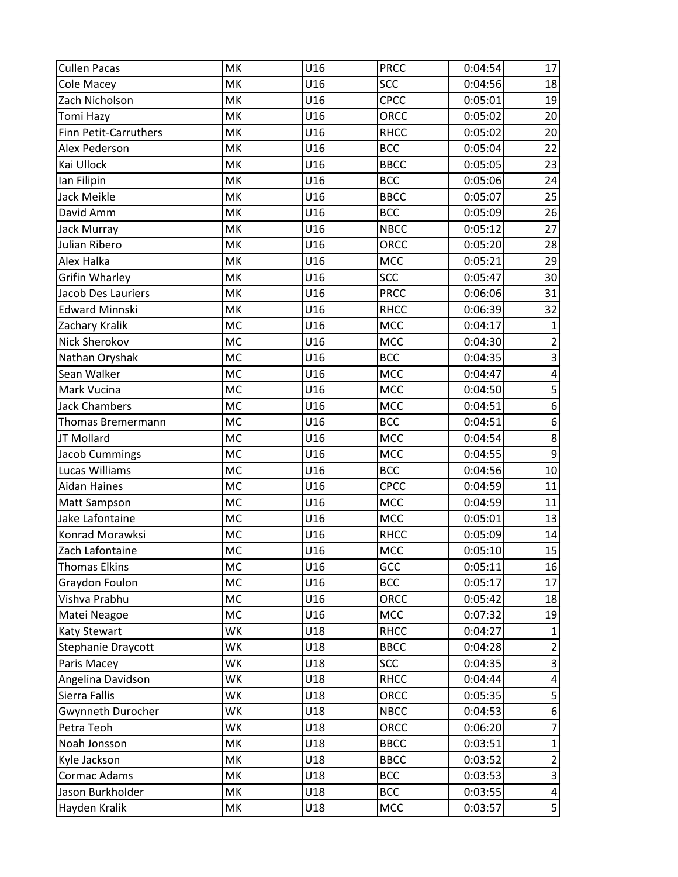| | | | | | |
|---|---|---|---|---|---|
| Cullen Pacas | MK | U16 | PRCC | 0:04:54 | 17 |
| Cole Macey | MK | U16 | SCC | 0:04:56 | 18 |
| Zach Nicholson | MK | U16 | CPCC | 0:05:01 | 19 |
| Tomi Hazy | MK | U16 | ORCC | 0:05:02 | 20 |
| Finn Petit-Carruthers | MK | U16 | RHCC | 0:05:02 | 20 |
| Alex Pederson | MK | U16 | BCC | 0:05:04 | 22 |
| Kai Ullock | MK | U16 | BBCC | 0:05:05 | 23 |
| Ian Filipin | MK | U16 | BCC | 0:05:06 | 24 |
| Jack Meikle | MK | U16 | BBCC | 0:05:07 | 25 |
| David Amm | MK | U16 | BCC | 0:05:09 | 26 |
| Jack Murray | MK | U16 | NBCC | 0:05:12 | 27 |
| Julian Ribero | MK | U16 | ORCC | 0:05:20 | 28 |
| Alex Halka | MK | U16 | MCC | 0:05:21 | 29 |
| Grifin Wharley | MK | U16 | SCC | 0:05:47 | 30 |
| Jacob Des Lauriers | MK | U16 | PRCC | 0:06:06 | 31 |
| Edward Minnski | MK | U16 | RHCC | 0:06:39 | 32 |
| Zachary Kralik | MC | U16 | MCC | 0:04:17 | 1 |
| Nick Sherokov | MC | U16 | MCC | 0:04:30 | 2 |
| Nathan Oryshak | MC | U16 | BCC | 0:04:35 | 3 |
| Sean Walker | MC | U16 | MCC | 0:04:47 | 4 |
| Mark Vucina | MC | U16 | MCC | 0:04:50 | 5 |
| Jack Chambers | MC | U16 | MCC | 0:04:51 | 6 |
| Thomas Bremermann | MC | U16 | BCC | 0:04:51 | 6 |
| JT Mollard | MC | U16 | MCC | 0:04:54 | 8 |
| Jacob Cummings | MC | U16 | MCC | 0:04:55 | 9 |
| Lucas Williams | MC | U16 | BCC | 0:04:56 | 10 |
| Aidan Haines | MC | U16 | CPCC | 0:04:59 | 11 |
| Matt Sampson | MC | U16 | MCC | 0:04:59 | 11 |
| Jake Lafontaine | MC | U16 | MCC | 0:05:01 | 13 |
| Konrad Morawksi | MC | U16 | RHCC | 0:05:09 | 14 |
| Zach Lafontaine | MC | U16 | MCC | 0:05:10 | 15 |
| Thomas Elkins | MC | U16 | GCC | 0:05:11 | 16 |
| Graydon Foulon | MC | U16 | BCC | 0:05:17 | 17 |
| Vishva Prabhu | MC | U16 | ORCC | 0:05:42 | 18 |
| Matei Neagoe | MC | U16 | MCC | 0:07:32 | 19 |
| Katy Stewart | WK | U18 | RHCC | 0:04:27 | 1 |
| Stephanie Draycott | WK | U18 | BBCC | 0:04:28 | 2 |
| Paris Macey | WK | U18 | SCC | 0:04:35 | 3 |
| Angelina Davidson | WK | U18 | RHCC | 0:04:44 | 4 |
| Sierra Fallis | WK | U18 | ORCC | 0:05:35 | 5 |
| Gwynneth Durocher | WK | U18 | NBCC | 0:04:53 | 6 |
| Petra Teoh | WK | U18 | ORCC | 0:06:20 | 7 |
| Noah Jonsson | MK | U18 | BBCC | 0:03:51 | 1 |
| Kyle Jackson | MK | U18 | BBCC | 0:03:52 | 2 |
| Cormac Adams | MK | U18 | BCC | 0:03:53 | 3 |
| Jason Burkholder | MK | U18 | BCC | 0:03:55 | 4 |
| Hayden Kralik | MK | U18 | MCC | 0:03:57 | 5 |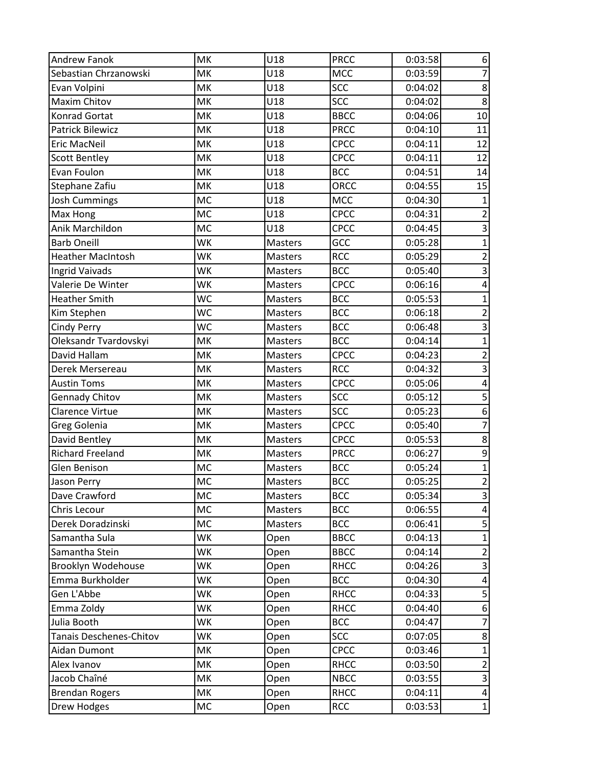| Andrew Fanok | MK | U18 | PRCC | 0:03:58 | 6 |
|---|---|---|---|---|---|
| Sebastian Chrzanowski | MK | U18 | MCC | 0:03:59 | 7 |
| Evan Volpini | MK | U18 | SCC | 0:04:02 | 8 |
| Maxim Chitov | MK | U18 | SCC | 0:04:02 | 8 |
| Konrad Gortat | MK | U18 | BBCC | 0:04:06 | 10 |
| Patrick Bilewicz | MK | U18 | PRCC | 0:04:10 | 11 |
| Eric MacNeil | MK | U18 | CPCC | 0:04:11 | 12 |
| Scott Bentley | MK | U18 | CPCC | 0:04:11 | 12 |
| Evan Foulon | MK | U18 | BCC | 0:04:51 | 14 |
| Stephane Zafiu | MK | U18 | ORCC | 0:04:55 | 15 |
| Josh Cummings | MC | U18 | MCC | 0:04:30 | 1 |
| Max Hong | MC | U18 | CPCC | 0:04:31 | 2 |
| Anik Marchildon | MC | U18 | CPCC | 0:04:45 | 3 |
| Barb Oneill | WK | Masters | GCC | 0:05:28 | 1 |
| Heather MacIntosh | WK | Masters | RCC | 0:05:29 | 2 |
| Ingrid Vaivads | WK | Masters | BCC | 0:05:40 | 3 |
| Valerie De Winter | WK | Masters | CPCC | 0:06:16 | 4 |
| Heather Smith | WC | Masters | BCC | 0:05:53 | 1 |
| Kim Stephen | WC | Masters | BCC | 0:06:18 | 2 |
| Cindy Perry | WC | Masters | BCC | 0:06:48 | 3 |
| Oleksandr Tvardovskyi | MK | Masters | BCC | 0:04:14 | 1 |
| David Hallam | MK | Masters | CPCC | 0:04:23 | 2 |
| Derek Mersereau | MK | Masters | RCC | 0:04:32 | 3 |
| Austin Toms | MK | Masters | CPCC | 0:05:06 | 4 |
| Gennady Chitov | MK | Masters | SCC | 0:05:12 | 5 |
| Clarence Virtue | MK | Masters | SCC | 0:05:23 | 6 |
| Greg Golenia | MK | Masters | CPCC | 0:05:40 | 7 |
| David Bentley | MK | Masters | CPCC | 0:05:53 | 8 |
| Richard Freeland | MK | Masters | PRCC | 0:06:27 | 9 |
| Glen Benison | MC | Masters | BCC | 0:05:24 | 1 |
| Jason Perry | MC | Masters | BCC | 0:05:25 | 2 |
| Dave Crawford | MC | Masters | BCC | 0:05:34 | 3 |
| Chris Lecour | MC | Masters | BCC | 0:06:55 | 4 |
| Derek Doradzinski | MC | Masters | BCC | 0:06:41 | 5 |
| Samantha Sula | WK | Open | BBCC | 0:04:13 | 1 |
| Samantha Stein | WK | Open | BBCC | 0:04:14 | 2 |
| Brooklyn Wodehouse | WK | Open | RHCC | 0:04:26 | 3 |
| Emma Burkholder | WK | Open | BCC | 0:04:30 | 4 |
| Gen L'Abbe | WK | Open | RHCC | 0:04:33 | 5 |
| Emma Zoldy | WK | Open | RHCC | 0:04:40 | 6 |
| Julia Booth | WK | Open | BCC | 0:04:47 | 7 |
| Tanais Deschenes-Chitov | WK | Open | SCC | 0:07:05 | 8 |
| Aidan Dumont | MK | Open | CPCC | 0:03:46 | 1 |
| Alex Ivanov | MK | Open | RHCC | 0:03:50 | 2 |
| Jacob Chaîné | MK | Open | NBCC | 0:03:55 | 3 |
| Brendan Rogers | MK | Open | RHCC | 0:04:11 | 4 |
| Drew Hodges | MC | Open | RCC | 0:03:53 | 1 |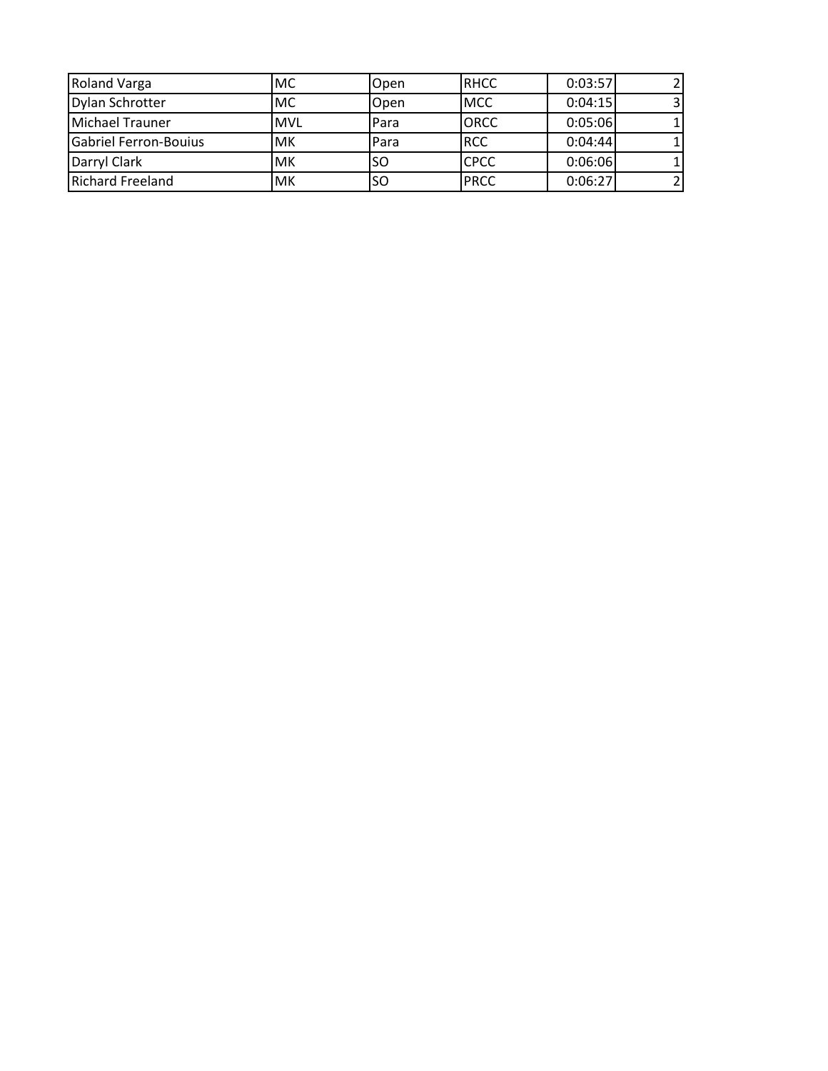| | | | | | |
|---|---|---|---|---|---|
| Roland Varga | MC | Open | RHCC | 0:03:57 | 2 |
| Dylan Schrotter | MC | Open | MCC | 0:04:15 | 3 |
| Michael Trauner | MVL | Para | ORCC | 0:05:06 | 1 |
| Gabriel Ferron-Bouius | MK | Para | RCC | 0:04:44 | 1 |
| Darryl Clark | MK | SO | CPCC | 0:06:06 | 1 |
| Richard Freeland | MK | SO | PRCC | 0:06:27 | 2 |